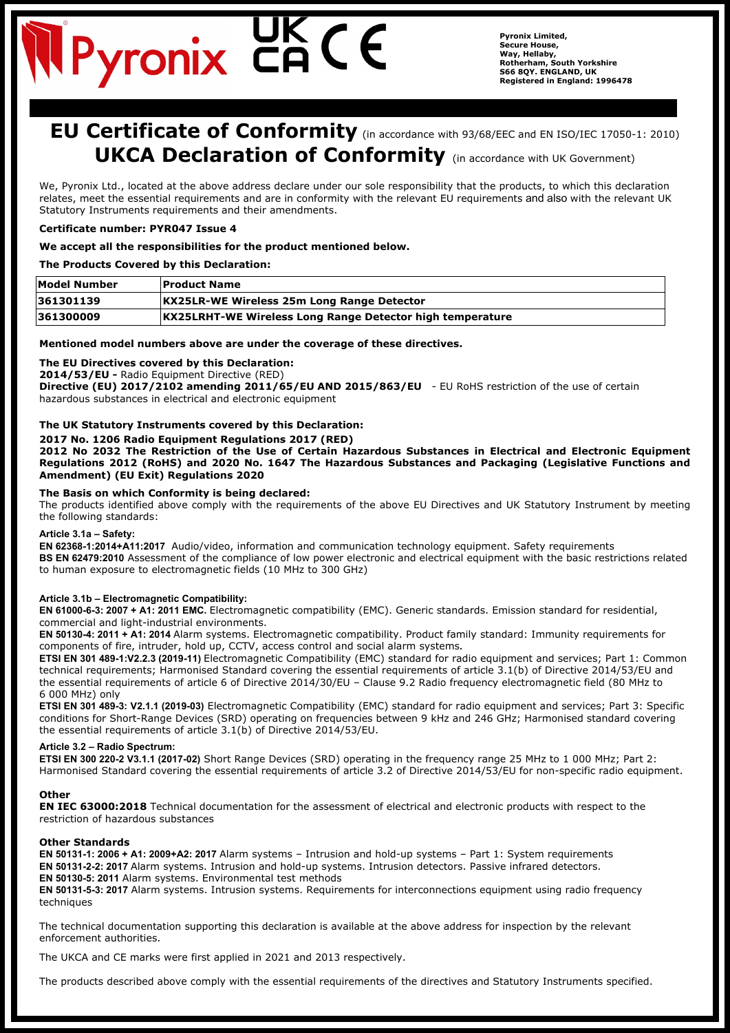Pyronix Limited,
Secure House,
Way, Hellaby,
Rotherham, South Yorkshire
S66 8QY. ENGLAND, UK
Registered in England: 1996478

# EU Certificate of Conformity (in accordance with 93/68/EEC and EN ISO/IEC 17050-1: 2010)

# UKCA Declaration of Conformity (in accordance with UK Government)

We, Pyronix Ltd., located at the above address declare under our sole responsibility that the products, to which this declaration relates, meet the essential requirements and are in conformity with the relevant EU requirements and also with the relevant UK Statutory Instruments requirements and their amendments.

**Certificate number: PYR047 Issue 4**

**We accept all the responsibilities for the product mentioned below.**

**The Products Covered by this Declaration:**

| Model Number | Product Name |
|---|---|
| 361301139 | KX25LR-WE Wireless 25m Long Range Detector |
| 361300009 | KX25LRHT-WE Wireless Long Range Detector high temperature |

**Mentioned model numbers above are under the coverage of these directives.**

**The EU Directives covered by this Declaration:**
**2014/53/EU -** Radio Equipment Directive (RED)
**Directive (EU) 2017/2102 amending 2011/65/EU AND 2015/863/EU** - EU RoHS restriction of the use of certain hazardous substances in electrical and electronic equipment

**The UK Statutory Instruments covered by this Declaration:**
**2017 No. 1206 Radio Equipment Regulations 2017 (RED)**
**2012 No 2032 The Restriction of the Use of Certain Hazardous Substances in Electrical and Electronic Equipment Regulations 2012 (RoHS) and 2020 No. 1647 The Hazardous Substances and Packaging (Legislative Functions and Amendment) (EU Exit) Regulations 2020**

**The Basis on which Conformity is being declared:**
The products identified above comply with the requirements of the above EU Directives and UK Statutory Instrument by meeting the following standards:

**Article 3.1a – Safety:**
**EN 62368-1:2014+A11:2017** Audio/video, information and communication technology equipment. Safety requirements
**BS EN 62479:2010** Assessment of the compliance of low power electronic and electrical equipment with the basic restrictions related to human exposure to electromagnetic fields (10 MHz to 300 GHz)

**Article 3.1b – Electromagnetic Compatibility:**
**EN 61000-6-3: 2007 + A1: 2011 EMC.** Electromagnetic compatibility (EMC). Generic standards. Emission standard for residential, commercial and light-industrial environments.
**EN 50130-4: 2011 + A1: 2014** Alarm systems. Electromagnetic compatibility. Product family standard: Immunity requirements for components of fire, intruder, hold up, CCTV, access control and social alarm systems.
**ETSI EN 301 489-1:V2.2.3 (2019-11)** Electromagnetic Compatibility (EMC) standard for radio equipment and services; Part 1: Common technical requirements; Harmonised Standard covering the essential requirements of article 3.1(b) of Directive 2014/53/EU and the essential requirements of article 6 of Directive 2014/30/EU – Clause 9.2 Radio frequency electromagnetic field (80 MHz to 6 000 MHz) only
**ETSI EN 301 489-3: V2.1.1 (2019-03)** Electromagnetic Compatibility (EMC) standard for radio equipment and services; Part 3: Specific conditions for Short-Range Devices (SRD) operating on frequencies between 9 kHz and 246 GHz; Harmonised standard covering the essential requirements of article 3.1(b) of Directive 2014/53/EU.

**Article 3.2 – Radio Spectrum:**
**ETSI EN 300 220-2 V3.1.1 (2017-02)** Short Range Devices (SRD) operating in the frequency range 25 MHz to 1 000 MHz; Part 2: Harmonised Standard covering the essential requirements of article 3.2 of Directive 2014/53/EU for non-specific radio equipment.

**Other**
**EN IEC 63000:2018** Technical documentation for the assessment of electrical and electronic products with respect to the restriction of hazardous substances

**Other Standards**
**EN 50131-1: 2006 + A1: 2009+A2: 2017** Alarm systems – Intrusion and hold-up systems – Part 1: System requirements
**EN 50131-2-2: 2017** Alarm systems. Intrusion and hold-up systems. Intrusion detectors. Passive infrared detectors.
**EN 50130-5: 2011** Alarm systems. Environmental test methods
**EN 50131-5-3: 2017** Alarm systems. Intrusion systems. Requirements for interconnections equipment using radio frequency techniques

The technical documentation supporting this declaration is available at the above address for inspection by the relevant enforcement authorities.

The UKCA and CE marks were first applied in 2021 and 2013 respectively.

The products described above comply with the essential requirements of the directives and Statutory Instruments specified.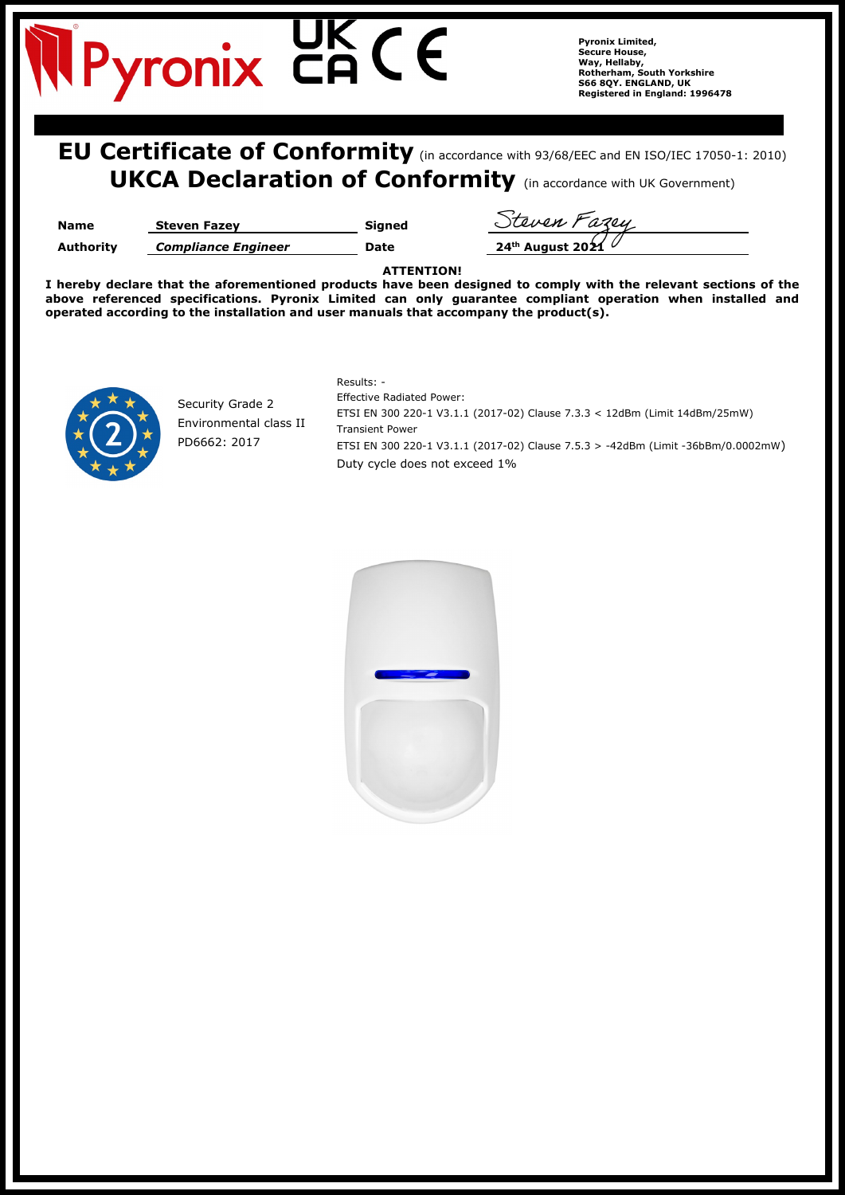Pyronix Limited,
Secure House,
Way, Hellaby,
Rotherham, South Yorkshire
S66 8QY. ENGLAND, UK
Registered in England: 1996478

# EU Certificate of Conformity (in accordance with 93/68/EEC and EN ISO/IEC 17050-1: 2010)

# UKCA Declaration of Conformity (in accordance with UK Government)

| | | | |
|---|---|---|---|
| **Name** | **Steven Fazey** | **Signed** | Steven Fazey |
| **Authority** | ***Compliance Engineer*** | **Date** | **24th August 2021** |

**ATTENTION!**

**I hereby declare that the aforementioned products have been designed to comply with the relevant sections of the above referenced specifications. Pyronix Limited can only guarantee compliant operation when installed and operated according to the installation and user manuals that accompany the product(s).**

Security Grade 2
Environmental class II
PD6662: 2017

Results: -
Effective Radiated Power:
ETSI EN 300 220-1 V3.1.1 (2017-02) Clause 7.3.3 < 12dBm (Limit 14dBm/25mW)
Transient Power
ETSI EN 300 220-1 V3.1.1 (2017-02) Clause 7.5.3 > -42dBm (Limit -36bBm/0.0002mW)
Duty cycle does not exceed 1%